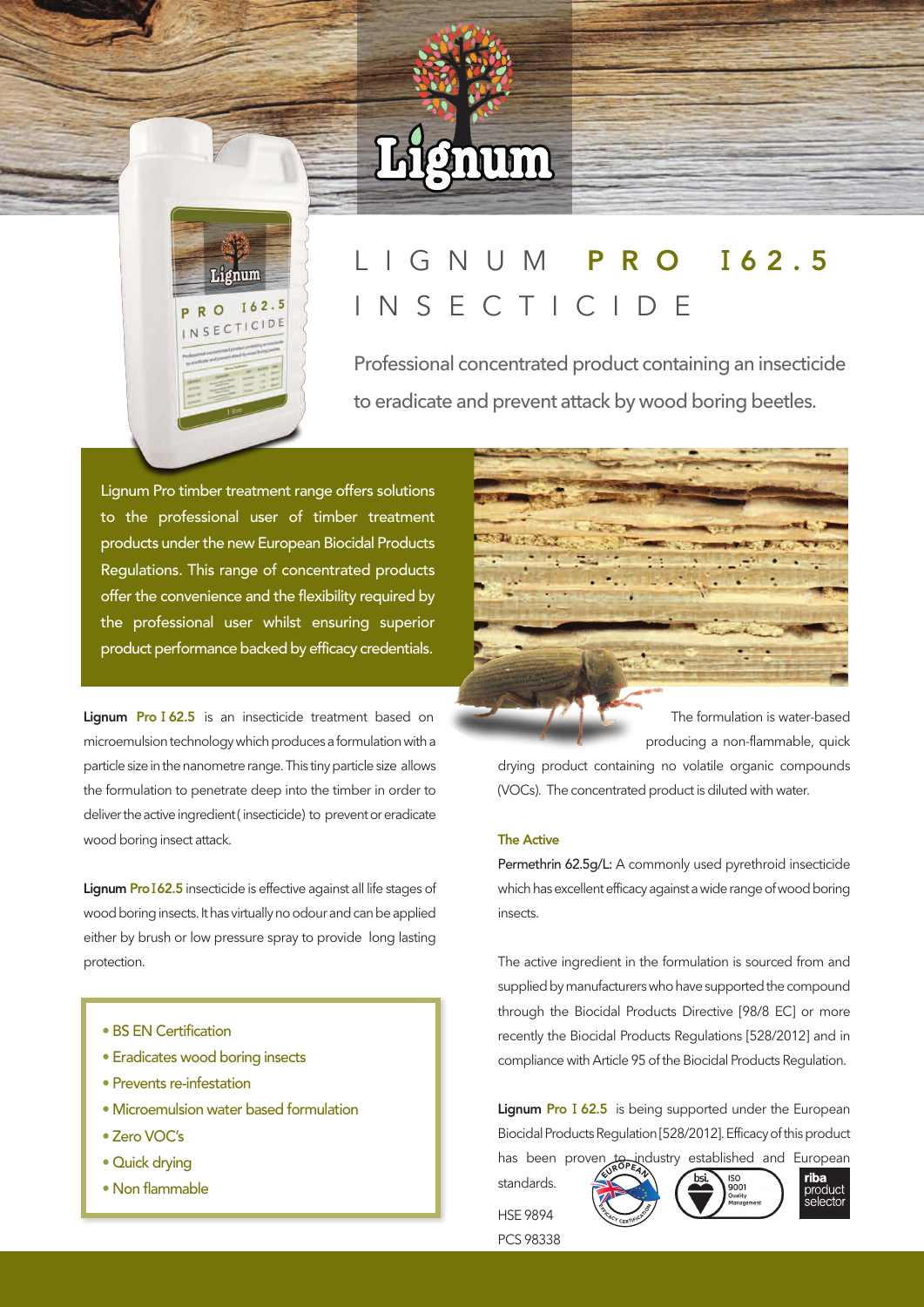# LIGNUM PRO I62.5 INSECTICIDE

Professional concentrated product containing an insecticide to eradicate and prevent attack by wood boring beetles.

Lignum Pro timber treatment range offers solutions to the professional user of timber treatment products under the new European Biocidal Products Regulations. This range of concentrated products offer the convenience and the flexibility required by the professional user whilst ensuring superior product performance backed by efficacy credentials.

**Lignum Pro I 62.5** is an insecticide treatment based on microemulsion technology which produces a formulation with a particle size in the nanometre range. This tiny particle size allows the formulation to penetrate deep into the timber in order to deliver the active ingredient (insecticide) to prevent or eradicate wood boring insect attack.

**Lignum Pro I62.5** insecticide is effective against all life stages of wood boring insects. It has virtually no odour and can be applied either by brush or low pressure spray to provide long lasting protection.

- BS EN Certification
- Eradicates wood boring insects
- Prevents re-infestation
- Microemulsion water based formulation
- Zero VOC's
- Quick drying
- Non flammable

The formulation is water-based producing a non-flammable, quick drying product containing no volatile organic compounds (VOCs). The concentrated product is diluted with water.

### The Active

**Permethrin 62.5g/L:** A commonly used pyrethroid insecticide which has excellent efficacy against a wide range of wood boring insects.

The active ingredient in the formulation is sourced from and supplied by manufacturers who have supported the compound through the Biocidal Products Directive [98/8 EC] or more recently the Biocidal Products Regulations [528/2012] and in compliance with Article 95 of the Biocidal Products Regulation.

**Lignum Pro I 62.5** is being supported under the European Biocidal Products Regulation [528/2012]. Efficacy of this product has been proven to industry established and European standards.

HSE 9894

PCS 98338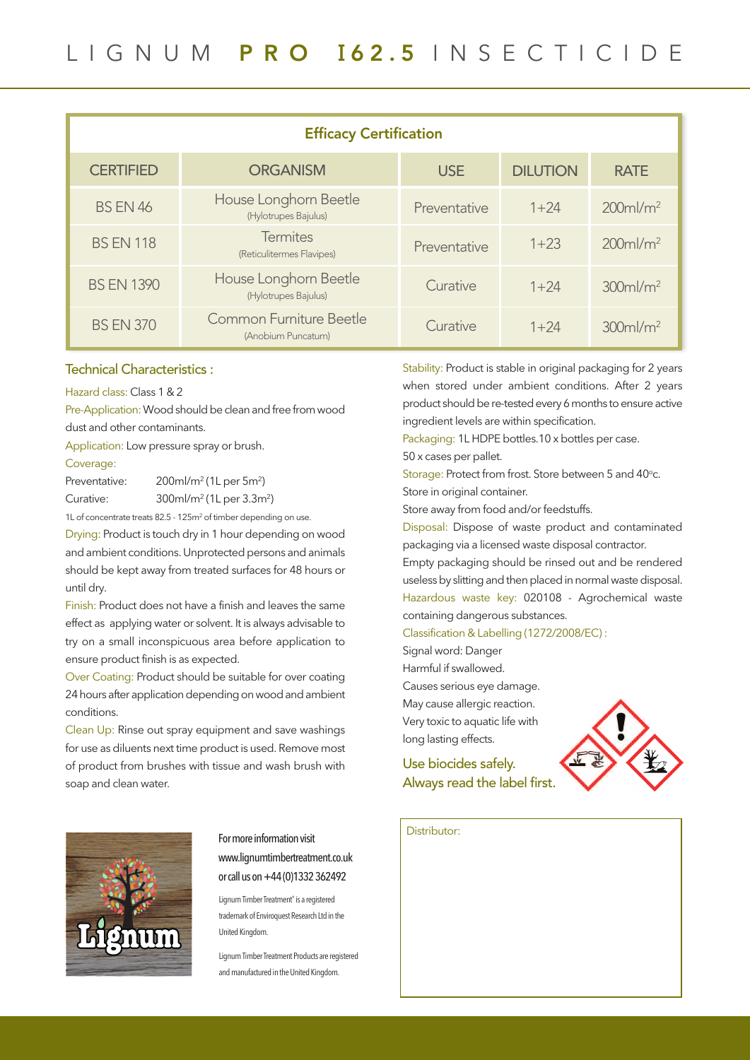# LIGNUM PRO I62.5 INSECTICIDE

## Efficacy Certification

| CERTIFIED | ORGANISM | USE | DILUTION | RATE |
|---|---|---|---|---|
| BS EN 46 | House Longhorn Beetle (Hylotrupes Bajulus) | Preventative | 1+24 | 200ml/m$^2$ |
| BS EN 118 | Termites (Reticulitermes Flavipes) | Preventative | 1+23 | 200ml/m$^2$ |
| BS EN 1390 | House Longhorn Beetle (Hylotrupes Bajulus) | Curative | 1+24 | 300ml/m$^2$ |
| BS EN 370 | Common Furniture Beetle (Anobium Puncatum) | Curative | 1+24 | 300ml/m$^2$ |

### Technical Characteristics :

Hazard class: Class 1 & 2

Pre-Application: Wood should be clean and free from wood dust and other contaminants.

Application: Low pressure spray or brush.

Coverage:

Preventative: 200ml/m$^2$ (1L per 5m$^2$)

Curative: 300ml/m$^2$ (1L per 3.3m$^2$)

1L of concentrate treats 82.5 - 125m$^2$ of timber depending on use.

Drying: Product is touch dry in 1 hour depending on wood and ambient conditions. Unprotected persons and animals should be kept away from treated surfaces for 48 hours or until dry.

Finish: Product does not have a finish and leaves the same effect as applying water or solvent. It is always advisable to try on a small inconspicuous area before application to ensure product finish is as expected.

Over Coating: Product should be suitable for over coating 24 hours after application depending on wood and ambient conditions.

Clean Up: Rinse out spray equipment and save washings for use as diluents next time product is used. Remove most of product from brushes with tissue and wash brush with soap and clean water.

Stability: Product is stable in original packaging for 2 years when stored under ambient conditions. After 2 years product should be re-tested every 6 months to ensure active ingredient levels are within specification.

Packaging: 1L HDPE bottles.10 x bottles per case. 50 x cases per pallet.

Storage: Protect from frost. Store between 5 and 40ºc. Store in original container. Store away from food and/or feedstuffs.

Disposal: Dispose of waste product and contaminated packaging via a licensed waste disposal contractor. Empty packaging should be rinsed out and be rendered useless by slitting and then placed in normal waste disposal.

Hazardous waste key: 020108 - Agrochemical waste containing dangerous substances.

Classification & Labelling (1272/2008/EC) :

Signal word: Danger

Harmful if swallowed.

Causes serious eye damage.

May cause allergic reaction.

Very toxic to aquatic life with long lasting effects.

**Use biocides safely. Always read the label first.**

For more information visit www.lignumtimbertreatment.co.uk or call us on +44 (0)1332 362492

Lignum Timber Treatment® is a registered trademark of Enviroquest Research Ltd in the United Kingdom.

Lignum Timber Treatment Products are registered and manufactured in the United Kingdom.

Distributor: